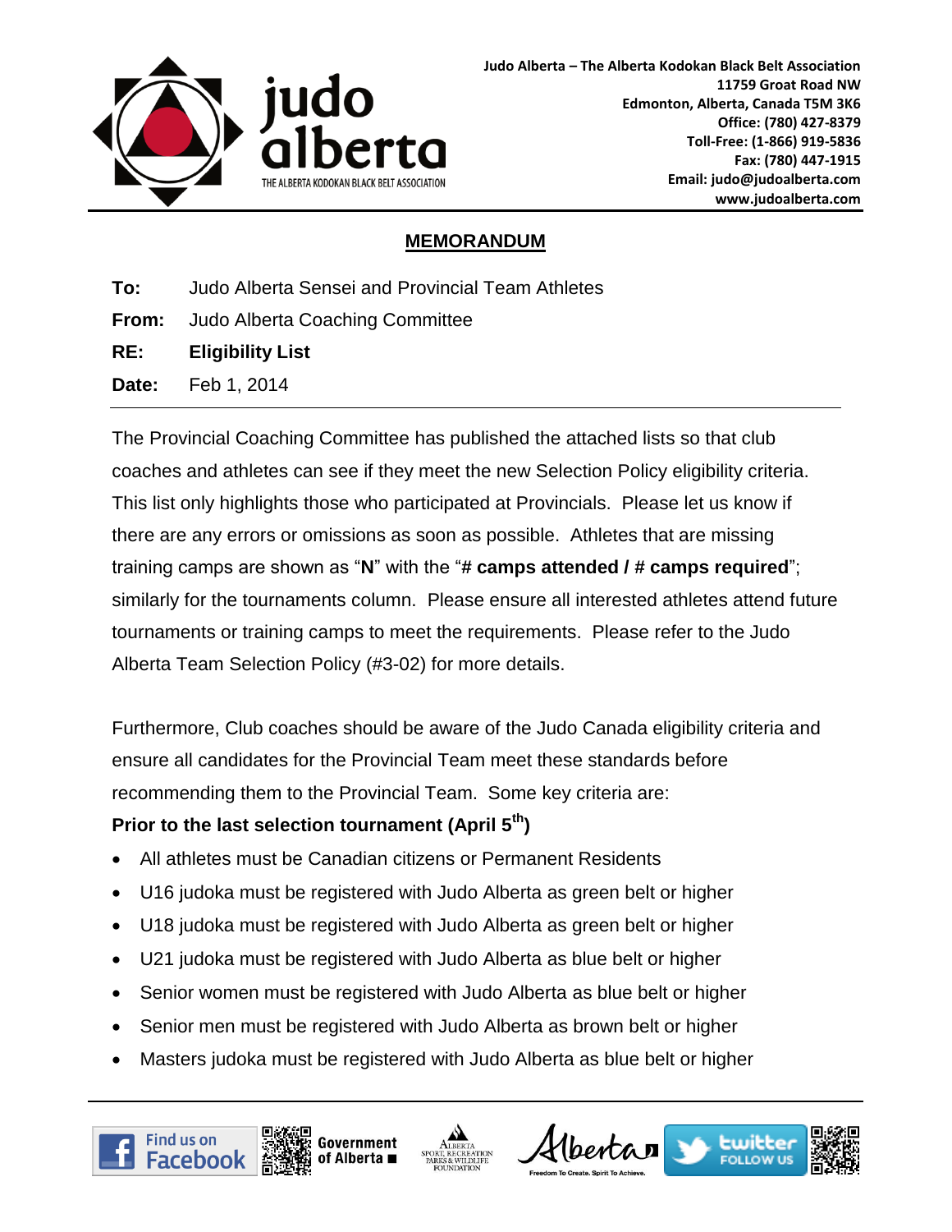Judo Alberta – The Alberta Kodokan Black Belt Association
11759 Groat Road NW
Edmonton, Alberta, Canada T5M 3K6
Office: (780) 427-8379
Toll-Free: (1-866) 919-5836
Fax: (780) 447-1915
Email: judo@judoalberta.com
www.judoalberta.com

# MEMORANDUM

**To:** Judo Alberta Sensei and Provincial Team Athletes

**From:** Judo Alberta Coaching Committee

**RE:** **Eligibility List**

**Date:** Feb 1, 2014

---

The Provincial Coaching Committee has published the attached lists so that club coaches and athletes can see if they meet the new Selection Policy eligibility criteria. This list only highlights those who participated at Provincials. Please let us know if there are any errors or omissions as soon as possible. Athletes that are missing training camps are shown as "**N**" with the "**# camps attended / # camps required**"; similarly for the tournaments column. Please ensure all interested athletes attend future tournaments or training camps to meet the requirements. Please refer to the Judo Alberta Team Selection Policy (#3-02) for more details.

Furthermore, Club coaches should be aware of the Judo Canada eligibility criteria and ensure all candidates for the Provincial Team meet these standards before recommending them to the Provincial Team. Some key criteria are:

**Prior to the last selection tournament (April 5th)**

- All athletes must be Canadian citizens or Permanent Residents
- U16 judoka must be registered with Judo Alberta as green belt or higher
- U18 judoka must be registered with Judo Alberta as green belt or higher
- U21 judoka must be registered with Judo Alberta as blue belt or higher
- Senior women must be registered with Judo Alberta as blue belt or higher
- Senior men must be registered with Judo Alberta as brown belt or higher
- Masters judoka must be registered with Judo Alberta as blue belt or higher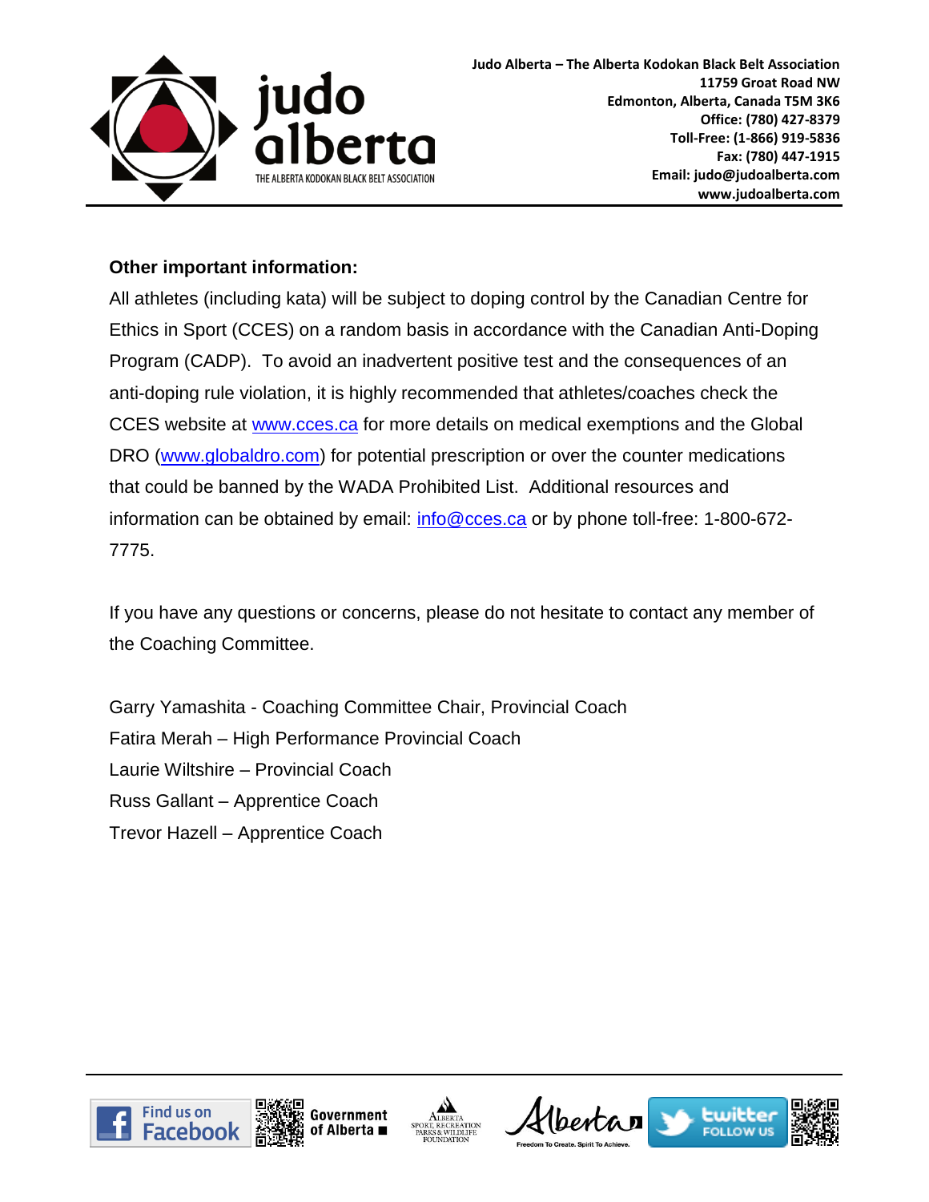**Other important information:**

All athletes (including kata) will be subject to doping control by the Canadian Centre for Ethics in Sport (CCES) on a random basis in accordance with the Canadian Anti-Doping Program (CADP). To avoid an inadvertent positive test and the consequences of an anti-doping rule violation, it is highly recommended that athletes/coaches check the CCES website at [www.cces.ca](http://www.cces.ca) for more details on medical exemptions and the Global DRO ([www.globaldro.com](http://www.globaldro.com)) for potential prescription or over the counter medications that could be banned by the WADA Prohibited List. Additional resources and information can be obtained by email: [info@cces.ca](mailto:info@cces.ca) or by phone toll-free: 1-800-672-7775.

If you have any questions or concerns, please do not hesitate to contact any member of the Coaching Committee.

Garry Yamashita - Coaching Committee Chair, Provincial Coach
Fatira Merah – High Performance Provincial Coach
Laurie Wiltshire – Provincial Coach
Russ Gallant – Apprentice Coach
Trevor Hazell – Apprentice Coach